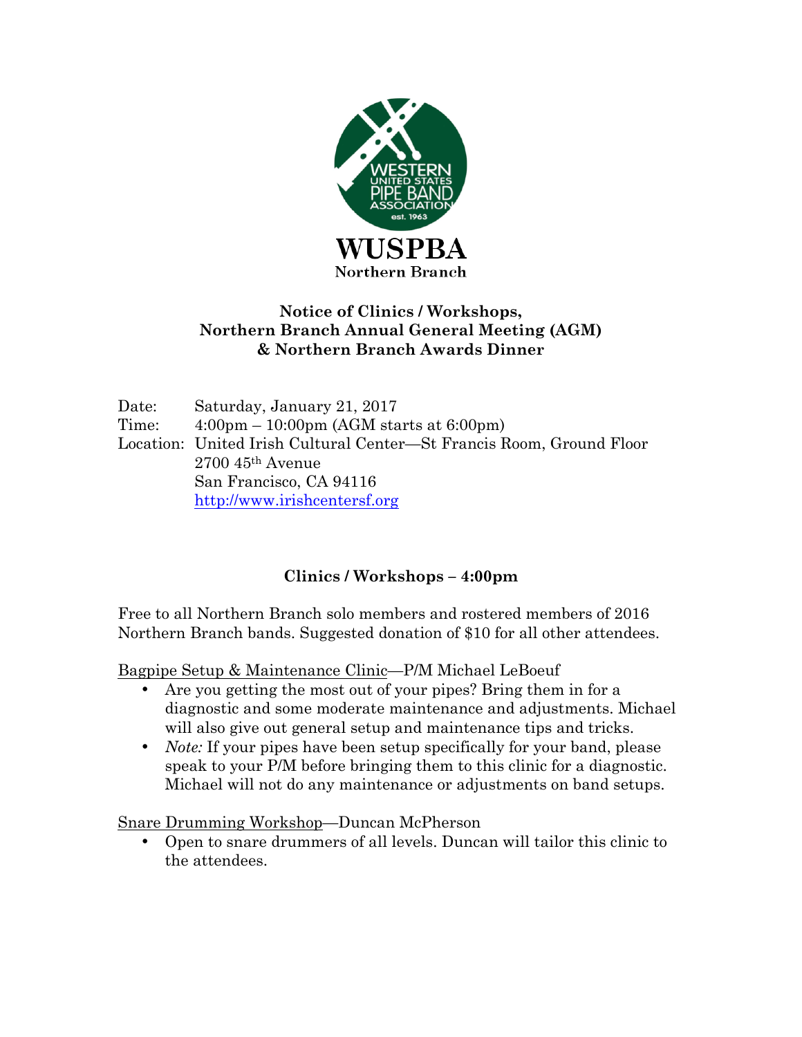**WUSPBA**

**Northern Branch**

## Notice of Clinics / Workshops, Northern Branch Annual General Meeting (AGM) & Northern Branch Awards Dinner

Date: Saturday, January 21, 2017
Time: 4:00pm – 10:00pm (AGM starts at 6:00pm)
Location: United Irish Cultural Center—St Francis Room, Ground Floor
2700 45th Avenue
San Francisco, CA 94116
http://www.irishcentersf.org

### Clinics / Workshops – 4:00pm

Free to all Northern Branch solo members and rostered members of 2016 Northern Branch bands. Suggested donation of $10 for all other attendees.

Bagpipe Setup & Maintenance Clinic—P/M Michael LeBoeuf

- Are you getting the most out of your pipes? Bring them in for a diagnostic and some moderate maintenance and adjustments. Michael will also give out general setup and maintenance tips and tricks.
- *Note:* If your pipes have been setup specifically for your band, please speak to your P/M before bringing them to this clinic for a diagnostic. Michael will not do any maintenance or adjustments on band setups.

Snare Drumming Workshop—Duncan McPherson

- Open to snare drummers of all levels. Duncan will tailor this clinic to the attendees.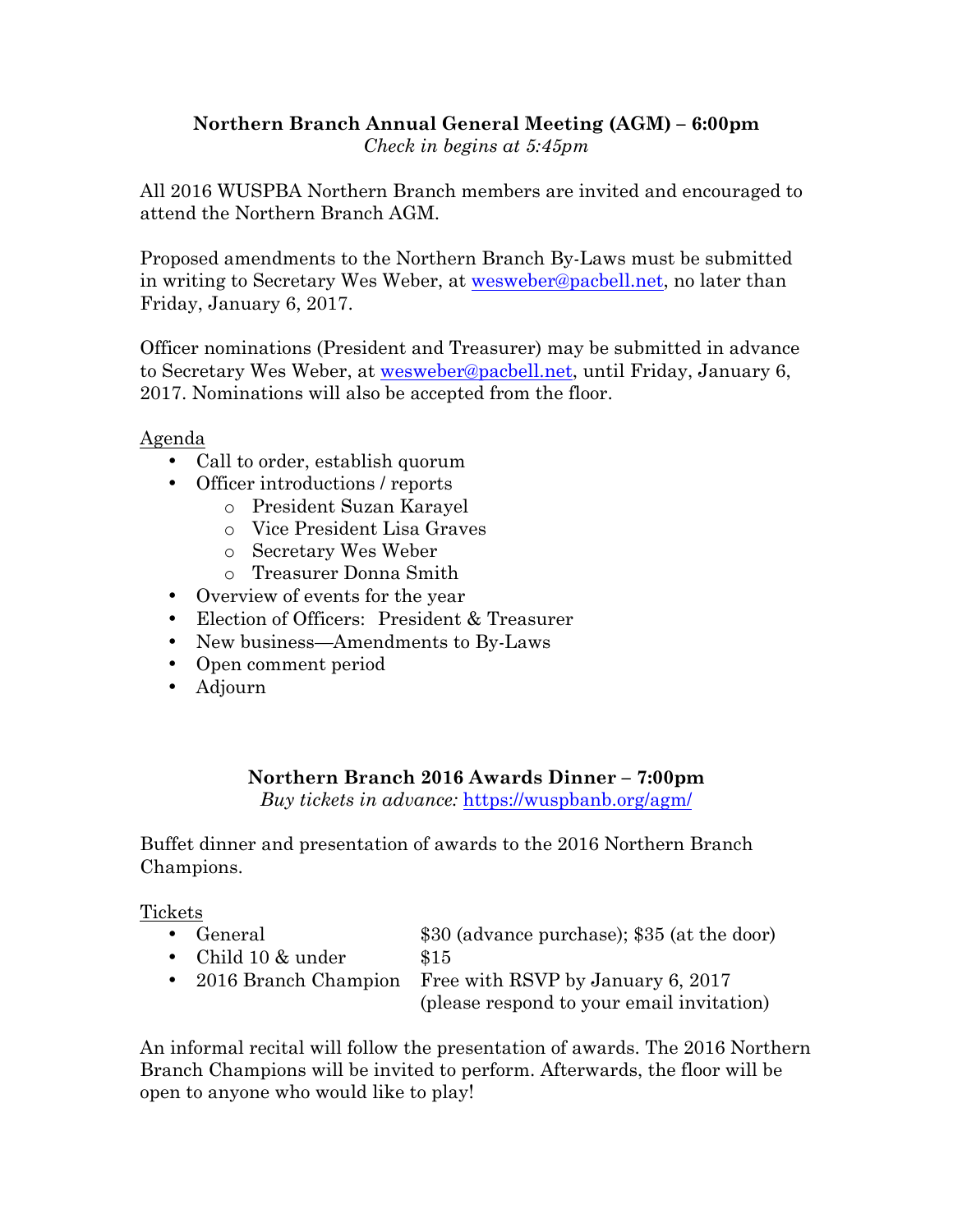## Northern Branch Annual General Meeting (AGM) – 6:00pm

*Check in begins at 5:45pm*

All 2016 WUSPBA Northern Branch members are invited and encouraged to attend the Northern Branch AGM.

Proposed amendments to the Northern Branch By-Laws must be submitted in writing to Secretary Wes Weber, at wesweber@pacbell.net, no later than Friday, January 6, 2017.

Officer nominations (President and Treasurer) may be submitted in advance to Secretary Wes Weber, at wesweber@pacbell.net, until Friday, January 6, 2017. Nominations will also be accepted from the floor.

Agenda

- Call to order, establish quorum
- Officer introductions / reports
  - President Suzan Karayel
  - Vice President Lisa Graves
  - Secretary Wes Weber
  - Treasurer Donna Smith
- Overview of events for the year
- Election of Officers: President & Treasurer
- New business—Amendments to By-Laws
- Open comment period
- Adjourn

## Northern Branch 2016 Awards Dinner – 7:00pm

*Buy tickets in advance:* https://wuspbanb.org/agm/

Buffet dinner and presentation of awards to the 2016 Northern Branch Champions.

Tickets

| | |
|---|---|
| General | $30 (advance purchase); $35 (at the door) |
| Child 10 & under | $15 |
| 2016 Branch Champion | Free with RSVP by January 6, 2017 (please respond to your email invitation) |

An informal recital will follow the presentation of awards. The 2016 Northern Branch Champions will be invited to perform. Afterwards, the floor will be open to anyone who would like to play!